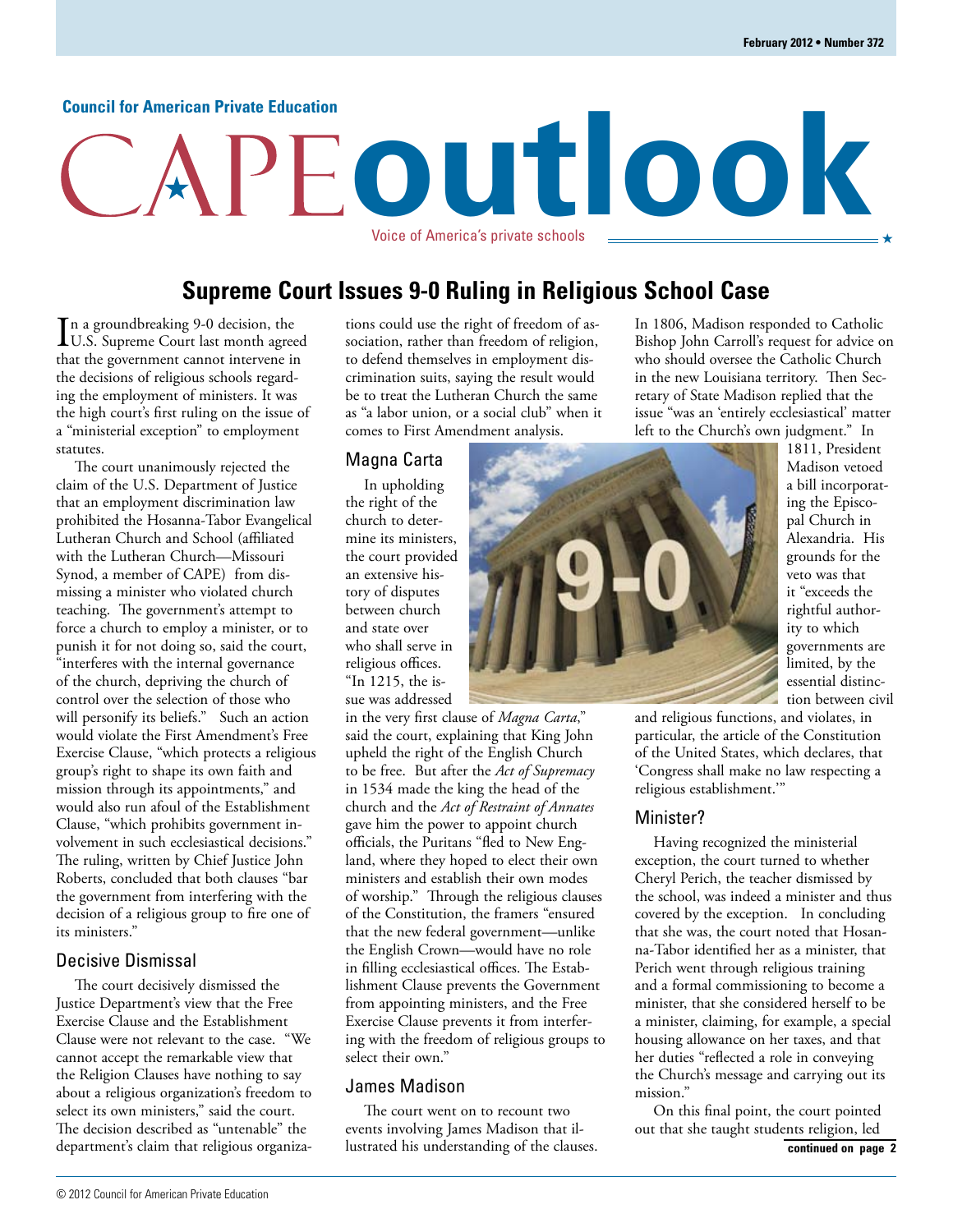Council for American Private Education

# CAPE outlook

Voice of America's private schools

## Supreme Court Issues 9-0 Ruling in Religious School Case

In a groundbreaking 9-0 decision, the U.S. Supreme Court last month agreed that the government cannot intervene in the decisions of religious schools regarding the employment of ministers. It was the high court's first ruling on the issue of a "ministerial exception" to employment statutes.

The court unanimously rejected the claim of the U.S. Department of Justice that an employment discrimination law prohibited the Hosanna-Tabor Evangelical Lutheran Church and School (affiliated with the Lutheran Church—Missouri Synod, a member of CAPE) from dismissing a minister who violated church teaching. The government's attempt to force a church to employ a minister, or to punish it for not doing so, said the court, "interferes with the internal governance of the church, depriving the church of control over the selection of those who will personify its beliefs." Such an action would violate the First Amendment's Free Exercise Clause, "which protects a religious group's right to shape its own faith and mission through its appointments," and would also run afoul of the Establishment Clause, "which prohibits government involvement in such ecclesiastical decisions." The ruling, written by Chief Justice John Roberts, concluded that both clauses "bar the government from interfering with the decision of a religious group to fire one of its ministers."

### Decisive Dismissal

The court decisively dismissed the Justice Department's view that the Free Exercise Clause and the Establishment Clause were not relevant to the case. "We cannot accept the remarkable view that the Religion Clauses have nothing to say about a religious organization's freedom to select its own ministers," said the court. The decision described as "untenable" the department's claim that religious organizations could use the right of freedom of association, rather than freedom of religion, to defend themselves in employment discrimination suits, saying the result would be to treat the Lutheran Church the same as "a labor union, or a social club" when it comes to First Amendment analysis.

### Magna Carta

In upholding the right of the church to determine its ministers, the court provided an extensive history of disputes between church and state over who shall serve in religious offices. "In 1215, the issue was addressed in the very first clause of *Magna Carta*," said the court, explaining that King John upheld the right of the English Church to be free. But after the *Act of Supremacy* in 1534 made the king the head of the church and the *Act of Restraint of Annates* gave him the power to appoint church officials, the Puritans "fled to New England, where they hoped to elect their own ministers and establish their own modes of worship." Through the religious clauses of the Constitution, the framers "ensured that the new federal government—unlike the English Crown—would have no role in filling ecclesiastical offices. The Establishment Clause prevents the Government from appointing ministers, and the Free Exercise Clause prevents it from interfering with the freedom of religious groups to select their own."

### James Madison

The court went on to recount two events involving James Madison that illustrated his understanding of the clauses. In 1806, Madison responded to Catholic Bishop John Carroll's request for advice on who should oversee the Catholic Church in the new Louisiana territory. Then Secretary of State Madison replied that the issue "was an 'entirely ecclesiastical' matter left to the Church's own judgment." In 1811, President Madison vetoed a bill incorporating the Episcopal Church in Alexandria. His grounds for the veto was that it "exceeds the rightful authority to which governments are limited, by the essential distinction between civil and religious functions, and violates, in particular, the article of the Constitution of the United States, which declares, that 'Congress shall make no law respecting a religious establishment.'"

### Minister?

Having recognized the ministerial exception, the court turned to whether Cheryl Perich, the teacher dismissed by the school, was indeed a minister and thus covered by the exception. In concluding that she was, the court noted that Hosanna-Tabor identified her as a minister, that Perich went through religious training and a formal commissioning to become a minister, that she considered herself to be a minister, claiming, for example, a special housing allowance on her taxes, and that her duties "reflected a role in conveying the Church's message and carrying out its mission."

On this final point, the court pointed out that she taught students religion, led

**continued on page 2**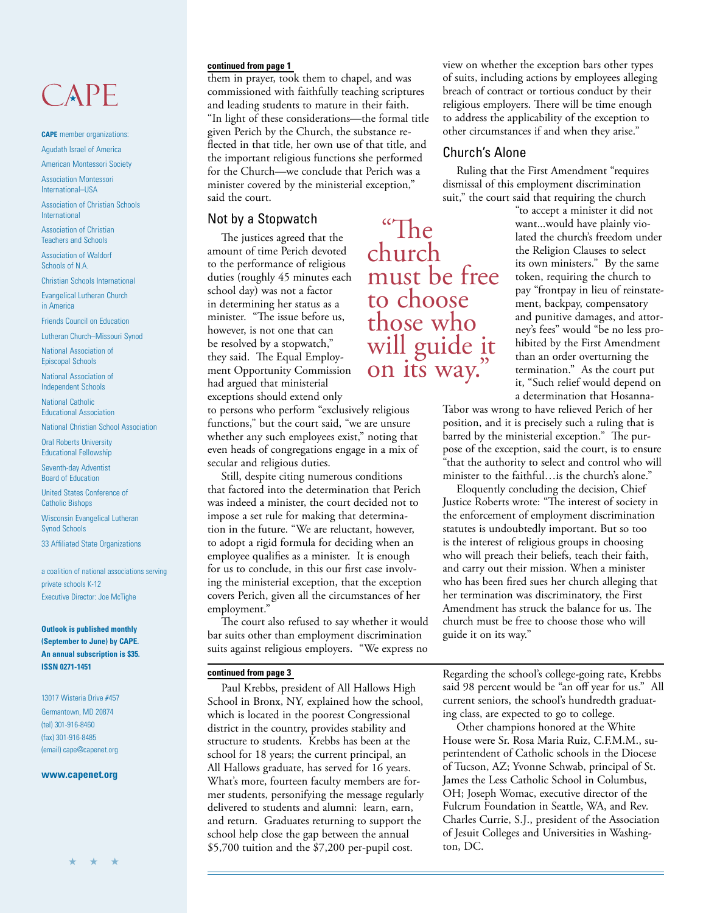# CAPE

**CAPE** member organizations:

Agudath Israel of America

American Montessori Society

Association Montessori International–USA

Association of Christian Schools International

Association of Christian Teachers and Schools

Association of Waldorf Schools of N.A.

Christian Schools International

Evangelical Lutheran Church in America

Friends Council on Education

Lutheran Church–Missouri Synod

National Association of Episcopal Schools

National Association of Independent Schools

National Catholic Educational Association

National Christian School Association

Oral Roberts University Educational Fellowship

Seventh-day Adventist Board of Education

United States Conference of Catholic Bishops

Wisconsin Evangelical Lutheran Synod Schools

33 Affiliated State Organizations

a coalition of national associations serving private schools K-12

Executive Director: Joe McTighe

**Outlook is published monthly (September to June) by CAPE. An annual subscription is $35. ISSN 0271-1451**

13017 Wisteria Drive #457
Germantown, MD 20874
(tel) 301-916-8460
(fax) 301-916-8485
(email) cape@capenet.org

**www.capenet.org**

---

**continued from page 1**

them in prayer, took them to chapel, and was commissioned with faithfully teaching scriptures and leading students to mature in their faith. "In light of these considerations—the formal title given Perich by the Church, the substance reflected in that title, her own use of that title, and the important religious functions she performed for the Church—we conclude that Perich was a minister covered by the ministerial exception," said the court.

## Not by a Stopwatch

The justices agreed that the amount of time Perich devoted to the performance of religious duties (roughly 45 minutes each school day) was not a factor in determining her status as a minister. "The issue before us, however, is not one that can be resolved by a stopwatch," they said. The Equal Employment Opportunity Commission had argued that ministerial exceptions should extend only to persons who perform "exclusively religious functions," but the court said, "we are unsure whether any such employees exist," noting that even heads of congregations engage in a mix of secular and religious duties.

> "The church must be free to choose those who will guide it on its way."

Still, despite citing numerous conditions that factored into the determination that Perich was indeed a minister, the court decided not to impose a set rule for making that determination in the future. "We are reluctant, however, to adopt a rigid formula for deciding when an employee qualifies as a minister. It is enough for us to conclude, in this our first case involving the ministerial exception, that the exception covers Perich, given all the circumstances of her employment."

The court also refused to say whether it would bar suits other than employment discrimination suits against religious employers. "We express no view on whether the exception bars other types of suits, including actions by employees alleging breach of contract or tortious conduct by their religious employers. There will be time enough to address the applicability of the exception to other circumstances if and when they arise."

## Church's Alone

Ruling that the First Amendment "requires dismissal of this employment discrimination suit," the court said that requiring the church "to accept a minister it did not want...would have plainly violated the church's freedom under the Religion Clauses to select its own ministers." By the same token, requiring the church to pay "frontpay in lieu of reinstatement, backpay, compensatory and punitive damages, and attorney's fees" would "be no less prohibited by the First Amendment than an order overturning the termination." As the court put it, "Such relief would depend on a determination that Hosanna-Tabor was wrong to have relieved Perich of her position, and it is precisely such a ruling that is barred by the ministerial exception." The purpose of the exception, said the court, is to ensure "that the authority to select and control who will minister to the faithful…is the church's alone."

Eloquently concluding the decision, Chief Justice Roberts wrote: "The interest of society in the enforcement of employment discrimination statutes is undoubtedly important. But so too is the interest of religious groups in choosing who will preach their beliefs, teach their faith, and carry out their mission. When a minister who has been fired sues her church alleging that her termination was discriminatory, the First Amendment has struck the balance for us. The church must be free to choose those who will guide it on its way."

---

**continued from page 3**

Paul Krebbs, president of All Hallows High School in Bronx, NY, explained how the school, which is located in the poorest Congressional district in the country, provides stability and structure to students. Krebbs has been at the school for 18 years; the current principal, an All Hallows graduate, has served for 16 years. What's more, fourteen faculty members are former students, personifying the message regularly delivered to students and alumni: learn, earn, and return. Graduates returning to support the school help close the gap between the annual $5,700 tuition and the $7,200 per-pupil cost.

Regarding the school's college-going rate, Krebbs said 98 percent would be "an off year for us." All current seniors, the school's hundredth graduating class, are expected to go to college.

Other champions honored at the White House were Sr. Rosa Maria Ruiz, C.F.M.M., superintendent of Catholic schools in the Diocese of Tucson, AZ; Yvonne Schwab, principal of St. James the Less Catholic School in Columbus, OH; Joseph Womac, executive director of the Fulcrum Foundation in Seattle, WA, and Rev. Charles Currie, S.J., president of the Association of Jesuit Colleges and Universities in Washington, DC.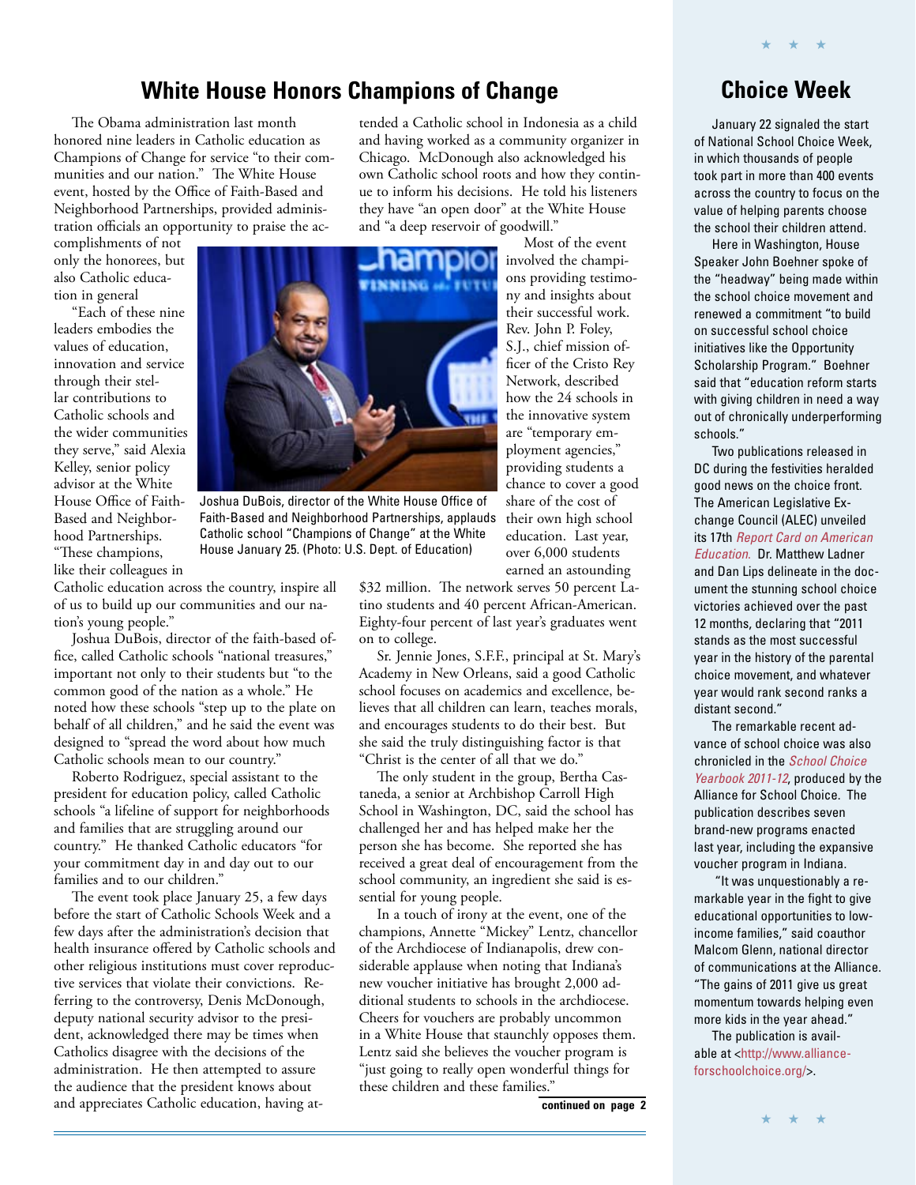## White House Honors Champions of Change

The Obama administration last month honored nine leaders in Catholic education as Champions of Change for service "to their communities and our nation." The White House event, hosted by the Office of Faith-Based and Neighborhood Partnerships, provided administration officials an opportunity to praise the accomplishments of not only the honorees, but also Catholic education in general

"Each of these nine leaders embodies the values of education, innovation and service through their stellar contributions to Catholic schools and the wider communities they serve," said Alexia Kelley, senior policy advisor at the White House Office of Faith-Based and Neighborhood Partnerships. "These champions, like their colleagues in Catholic education across the country, inspire all of us to build up our communities and our nation's young people."

Joshua DuBois, director of the White House Office of Faith-Based and Neighborhood Partnerships, applauds Catholic school "Champions of Change" at the White House January 25. (Photo: U.S. Dept. of Education)

Joshua DuBois, director of the faith-based office, called Catholic schools "national treasures," important not only to their students but "to the common good of the nation as a whole." He noted how these schools "step up to the plate on behalf of all children," and he said the event was designed to "spread the word about how much Catholic schools mean to our country."

Roberto Rodriguez, special assistant to the president for education policy, called Catholic schools "a lifeline of support for neighborhoods and families that are struggling around our country." He thanked Catholic educators "for your commitment day in and day out to our families and to our children."

The event took place January 25, a few days before the start of Catholic Schools Week and a few days after the administration's decision that health insurance offered by Catholic schools and other religious institutions must cover reproductive services that violate their convictions. Referring to the controversy, Denis McDonough, deputy national security advisor to the president, acknowledged there may be times when Catholics disagree with the decisions of the administration. He then attempted to assure the audience that the president knows about and appreciates Catholic education, having attended a Catholic school in Indonesia as a child and having worked as a community organizer in Chicago. McDonough also acknowledged his own Catholic school roots and how they continue to inform his decisions. He told his listeners they have "an open door" at the White House and "a deep reservoir of goodwill."

Most of the event involved the champions providing testimony and insights about their successful work. Rev. John P. Foley, S.J., chief mission officer of the Cristo Rey Network, described how the 24 schools in the innovative system are "temporary employment agencies," providing students a chance to cover a good share of the cost of their own high school education. Last year, over 6,000 students earned an astounding $32 million. The network serves 50 percent Latino students and 40 percent African-American. Eighty-four percent of last year's graduates went on to college.

Sr. Jennie Jones, S.F.F., principal at St. Mary's Academy in New Orleans, said a good Catholic school focuses on academics and excellence, believes that all children can learn, teaches morals, and encourages students to do their best. But she said the truly distinguishing factor is that "Christ is the center of all that we do."

The only student in the group, Bertha Castaneda, a senior at Archbishop Carroll High School in Washington, DC, said the school has challenged her and has helped make her the person she has become. She reported she has received a great deal of encouragement from the school community, an ingredient she said is essential for young people.

In a touch of irony at the event, one of the champions, Annette "Mickey" Lentz, chancellor of the Archdiocese of Indianapolis, drew considerable applause when noting that Indiana's new voucher initiative has brought 2,000 additional students to schools in the archdiocese. Cheers for vouchers are probably uncommon in a White House that staunchly opposes them. Lentz said she believes the voucher program is "just going to really open wonderful things for these children and these families."

**continued on page 2**

## Choice Week

January 22 signaled the start of National School Choice Week, in which thousands of people took part in more than 400 events across the country to focus on the value of helping parents choose the school their children attend.

Here in Washington, House Speaker John Boehner spoke of the "headway" being made within the school choice movement and renewed a commitment "to build on successful school choice initiatives like the Opportunity Scholarship Program." Boehner said that "education reform starts with giving children in need a way out of chronically underperforming schools."

Two publications released in DC during the festivities heralded good news on the choice front. The American Legislative Exchange Council (ALEC) unveiled its 17th *Report Card on American Education.* Dr. Matthew Ladner and Dan Lips delineate in the document the stunning school choice victories achieved over the past 12 months, declaring that "2011 stands as the most successful year in the history of the parental choice movement, and whatever year would rank second ranks a distant second."

The remarkable recent advance of school choice was also chronicled in the *School Choice Yearbook 2011-12*, produced by the Alliance for School Choice. The publication describes seven brand-new programs enacted last year, including the expansive voucher program in Indiana.

"It was unquestionably a remarkable year in the fight to give educational opportunities to low-income families," said coauthor Malcom Glenn, national director of communications at the Alliance. "The gains of 2011 give us great momentum towards helping even more kids in the year ahead."

The publication is available at <http://www.allianceforschoolchoice.org/>.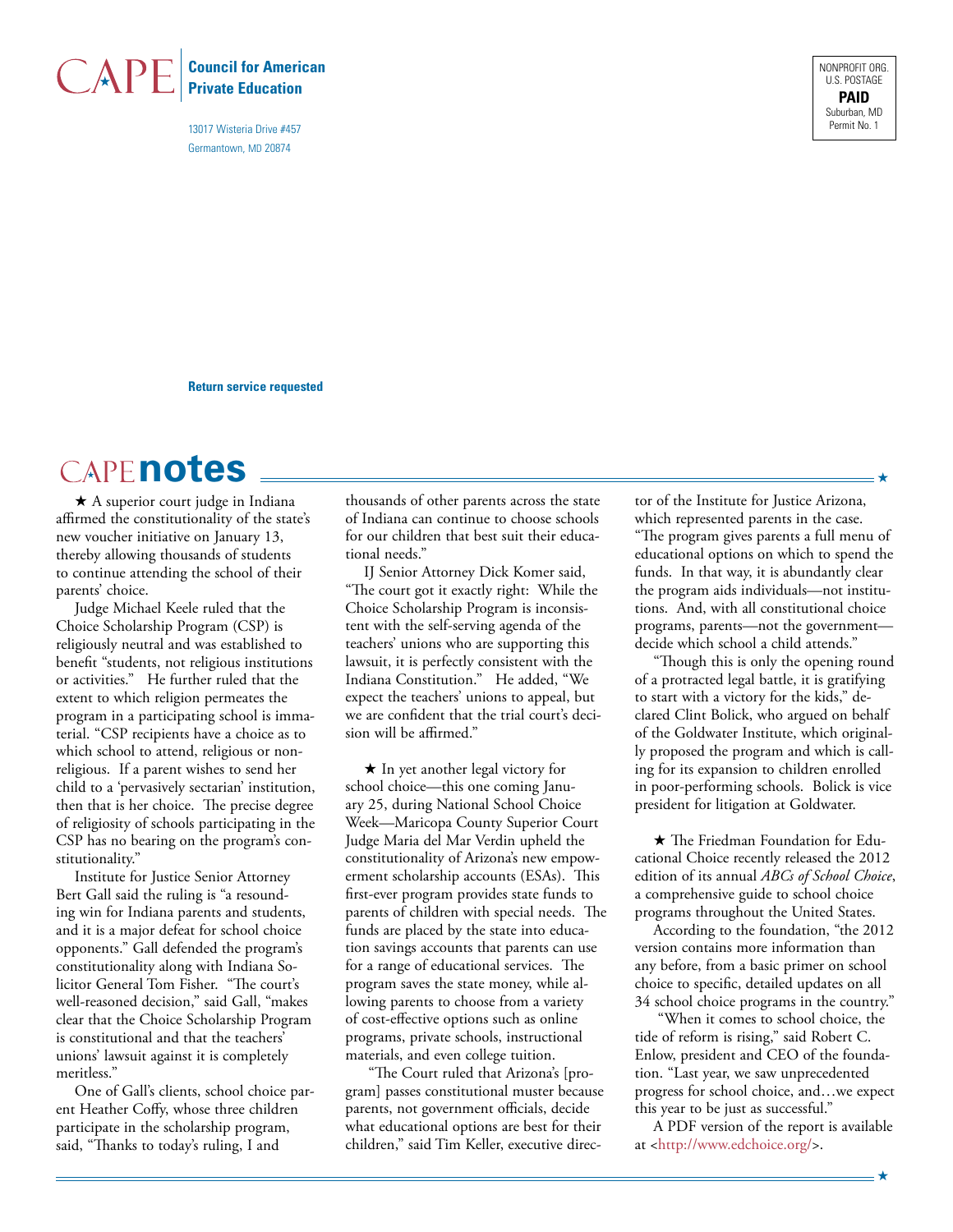CAPE Council for American Private Education

13017 Wisteria Drive #457
Germantown, MD 20874

NONPROFIT ORG.
U.S. POSTAGE
**PAID**
Suburban, MD
Permit No. 1

**Return service requested**

# CAPE notes

★ A superior court judge in Indiana affirmed the constitutionality of the state's new voucher initiative on January 13, thereby allowing thousands of students to continue attending the school of their parents' choice.

Judge Michael Keele ruled that the Choice Scholarship Program (CSP) is religiously neutral and was established to benefit "students, not religious institutions or activities." He further ruled that the extent to which religion permeates the program in a participating school is immaterial. "CSP recipients have a choice as to which school to attend, religious or non-religious. If a parent wishes to send her child to a 'pervasively sectarian' institution, then that is her choice. The precise degree of religiosity of schools participating in the CSP has no bearing on the program's constitutionality."

Institute for Justice Senior Attorney Bert Gall said the ruling is "a resounding win for Indiana parents and students, and it is a major defeat for school choice opponents." Gall defended the program's constitutionality along with Indiana Solicitor General Tom Fisher. "The court's well-reasoned decision," said Gall, "makes clear that the Choice Scholarship Program is constitutional and that the teachers' unions' lawsuit against it is completely meritless."

One of Gall's clients, school choice parent Heather Coffy, whose three children participate in the scholarship program, said, "Thanks to today's ruling, I and thousands of other parents across the state of Indiana can continue to choose schools for our children that best suit their educational needs."

IJ Senior Attorney Dick Komer said, "The court got it exactly right: While the Choice Scholarship Program is inconsistent with the self-serving agenda of the teachers' unions who are supporting this lawsuit, it is perfectly consistent with the Indiana Constitution." He added, "We expect the teachers' unions to appeal, but we are confident that the trial court's decision will be affirmed."

★ In yet another legal victory for school choice—this one coming January 25, during National School Choice Week—Maricopa County Superior Court Judge Maria del Mar Verdin upheld the constitutionality of Arizona's new empowerment scholarship accounts (ESAs). This first-ever program provides state funds to parents of children with special needs. The funds are placed by the state into education savings accounts that parents can use for a range of educational services. The program saves the state money, while allowing parents to choose from a variety of cost-effective options such as online programs, private schools, instructional materials, and even college tuition.

"The Court ruled that Arizona's [program] passes constitutional muster because parents, not government officials, decide what educational options are best for their children," said Tim Keller, executive director of the Institute for Justice Arizona, which represented parents in the case. "The program gives parents a full menu of educational options on which to spend the funds. In that way, it is abundantly clear the program aids individuals—not institutions. And, with all constitutional choice programs, parents—not the government—decide which school a child attends."

"Though this is only the opening round of a protracted legal battle, it is gratifying to start with a victory for the kids," declared Clint Bolick, who argued on behalf of the Goldwater Institute, which originally proposed the program and which is calling for its expansion to children enrolled in poor-performing schools. Bolick is vice president for litigation at Goldwater.

★ The Friedman Foundation for Educational Choice recently released the 2012 edition of its annual *ABCs of School Choice*, a comprehensive guide to school choice programs throughout the United States.

According to the foundation, "the 2012 version contains more information than any before, from a basic primer on school choice to specific, detailed updates on all 34 school choice programs in the country."

"When it comes to school choice, the tide of reform is rising," said Robert C. Enlow, president and CEO of the foundation. "Last year, we saw unprecedented progress for school choice, and…we expect this year to be just as successful."

A PDF version of the report is available at <http://www.edchoice.org/>.